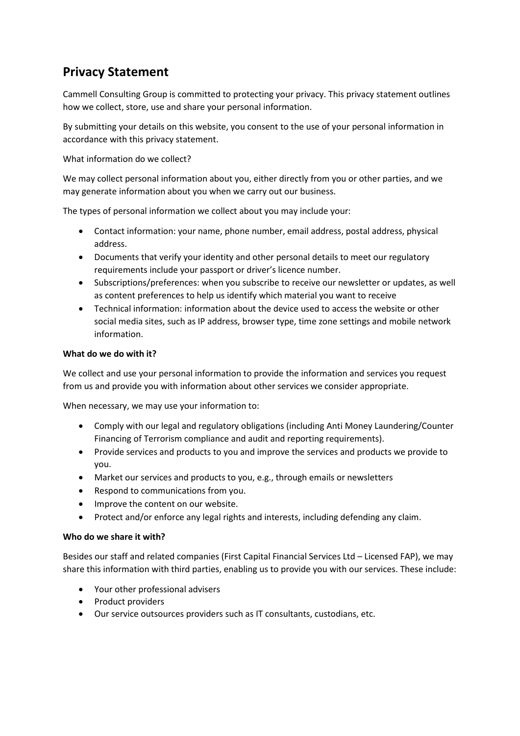# Privacy Statement

Cammell Consulting Group is committed to protecting your privacy. This privacy statement outlines how we collect, store, use and share your personal information.

By submitting your details on this website, you consent to the use of your personal information in accordance with this privacy statement.

What information do we collect?

We may collect personal information about you, either directly from you or other parties, and we may generate information about you when we carry out our business.

The types of personal information we collect about you may include your:

- Contact information: your name, phone number, email address, postal address, physical address.
- Documents that verify your identity and other personal details to meet our regulatory requirements include your passport or driver's licence number.
- Subscriptions/preferences: when you subscribe to receive our newsletter or updates, as well as content preferences to help us identify which material you want to receive
- Technical information: information about the device used to access the website or other social media sites, such as IP address, browser type, time zone settings and mobile network information.

**What do we do with it?**

We collect and use your personal information to provide the information and services you request from us and provide you with information about other services we consider appropriate.

When necessary, we may use your information to:

- Comply with our legal and regulatory obligations (including Anti Money Laundering/Counter Financing of Terrorism compliance and audit and reporting requirements).
- Provide services and products to you and improve the services and products we provide to you.
- Market our services and products to you, e.g., through emails or newsletters
- Respond to communications from you.
- Improve the content on our website.
- Protect and/or enforce any legal rights and interests, including defending any claim.

**Who do we share it with?**

Besides our staff and related companies (First Capital Financial Services Ltd – Licensed FAP), we may share this information with third parties, enabling us to provide you with our services. These include:

- Your other professional advisers
- Product providers
- Our service outsources providers such as IT consultants, custodians, etc.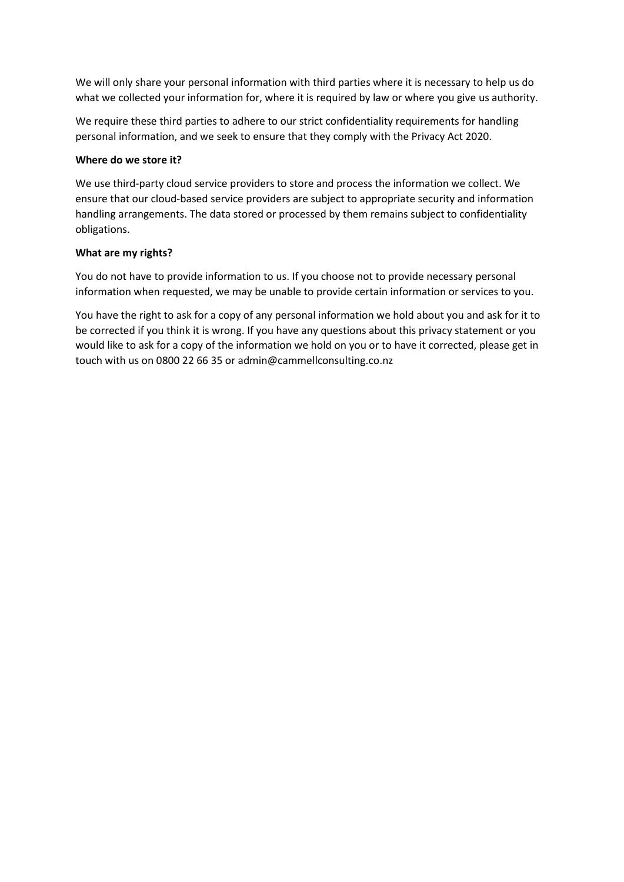We will only share your personal information with third parties where it is necessary to help us do what we collected your information for, where it is required by law or where you give us authority.

We require these third parties to adhere to our strict confidentiality requirements for handling personal information, and we seek to ensure that they comply with the Privacy Act 2020.

**Where do we store it?**

We use third-party cloud service providers to store and process the information we collect. We ensure that our cloud-based service providers are subject to appropriate security and information handling arrangements. The data stored or processed by them remains subject to confidentiality obligations.

**What are my rights?**

You do not have to provide information to us. If you choose not to provide necessary personal information when requested, we may be unable to provide certain information or services to you.

You have the right to ask for a copy of any personal information we hold about you and ask for it to be corrected if you think it is wrong. If you have any questions about this privacy statement or you would like to ask for a copy of the information we hold on you or to have it corrected, please get in touch with us on 0800 22 66 35 or admin@cammellconsulting.co.nz